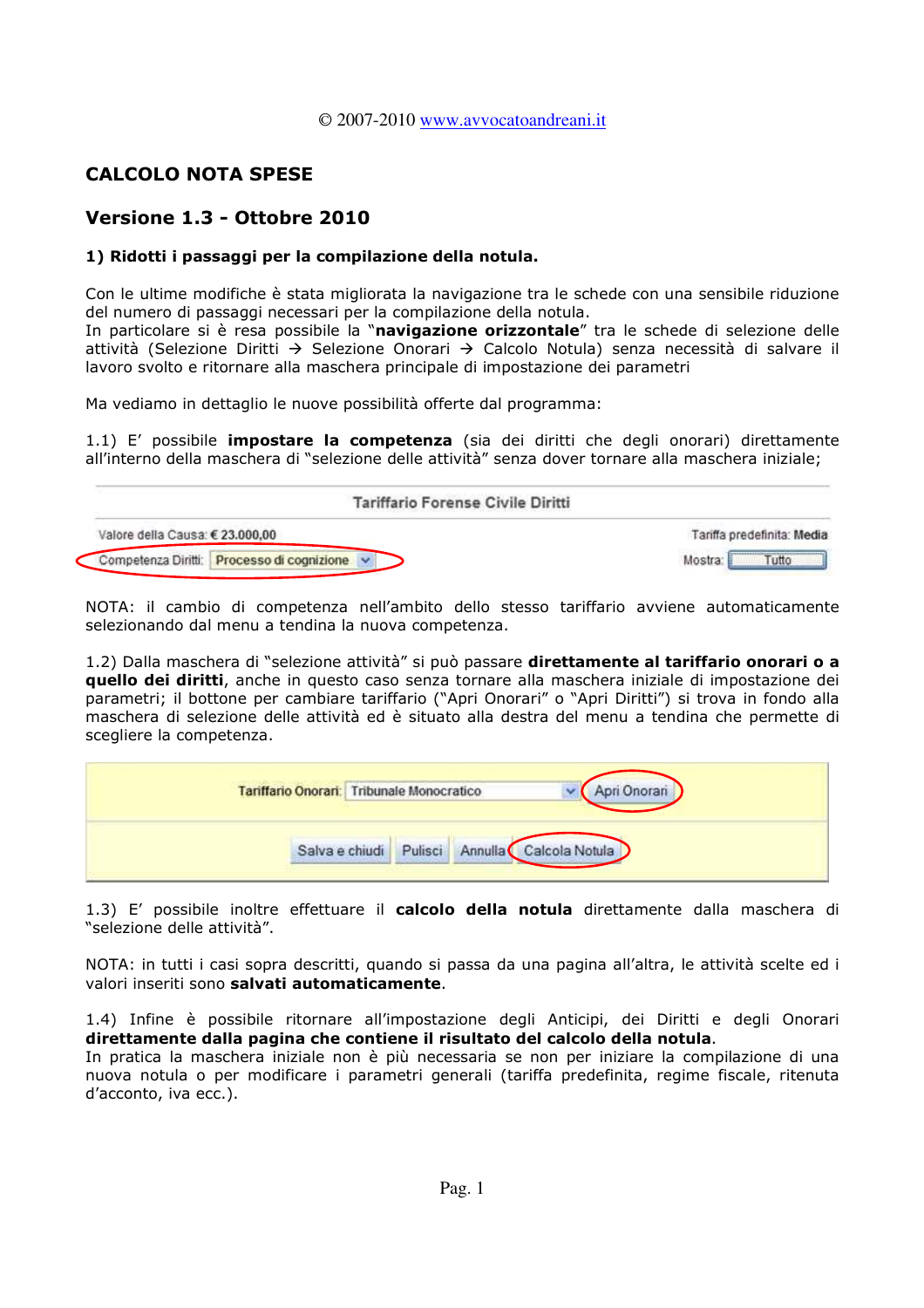© 2007-2010 www.avvocatoandreani.it

# CALCOLO NOTA SPESE

## Versione 1.3 - Ottobre 2010

### 1) Ridotti i passaggi per la compilazione della notula.

Con le ultime modifiche è stata migliorata la navigazione tra le schede con una sensibile riduzione del numero di passaggi necessari per la compilazione della notula.
In particolare si è resa possibile la "**navigazione orizzontale**" tra le schede di selezione delle attività (Selezione Diritti → Selezione Onorari → Calcolo Notula) senza necessità di salvare il lavoro svolto e ritornare alla maschera principale di impostazione dei parametri

Ma vediamo in dettaglio le nuove possibilità offerte dal programma:

1.1) E' possibile **impostare la competenza** (sia dei diritti che degli onorari) direttamente all'interno della maschera di "selezione delle attività" senza dover tornare alla maschera iniziale;

Tariffario Forense Civile Diritti

Valore della Causa: € 23.000,00 Tariffa predefinita: Media

Competenza Diritti: Processo di cognizione Mostra: Tutto

NOTA: il cambio di competenza nell'ambito dello stesso tariffario avviene automaticamente selezionando dal menu a tendina la nuova competenza.

1.2) Dalla maschera di "selezione attività" si può passare **direttamente al tariffario onorari o a quello dei diritti**, anche in questo caso senza tornare alla maschera iniziale di impostazione dei parametri; il bottone per cambiare tariffario ("Apri Onorari" o "Apri Diritti") si trova in fondo alla maschera di selezione delle attività ed è situato alla destra del menu a tendina che permette di scegliere la competenza.

Tariffario Onorari: Tribunale Monocratico Apri Onorari

Salva e chiudi Pulisci Annulla Calcola Notula

1.3) E' possibile inoltre effettuare il **calcolo della notula** direttamente dalla maschera di "selezione delle attività".

NOTA: in tutti i casi sopra descritti, quando si passa da una pagina all'altra, le attività scelte ed i valori inseriti sono **salvati automaticamente**.

1.4) Infine è possibile ritornare all'impostazione degli Anticipi, dei Diritti e degli Onorari **direttamente dalla pagina che contiene il risultato del calcolo della notula**.
In pratica la maschera iniziale non è più necessaria se non per iniziare la compilazione di una nuova notula o per modificare i parametri generali (tariffa predefinita, regime fiscale, ritenuta d'acconto, iva ecc.).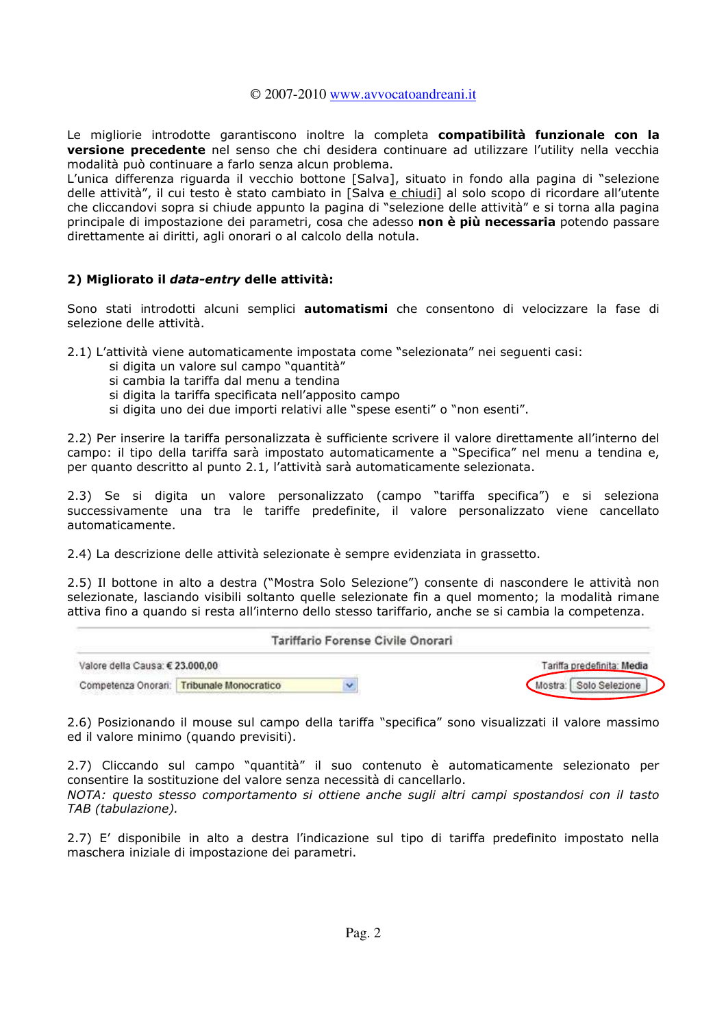Le migliorie introdotte garantiscono inoltre la completa **compatibilità funzionale con la versione precedente** nel senso che chi desidera continuare ad utilizzare l'utility nella vecchia modalità può continuare a farlo senza alcun problema.
L'unica differenza riguarda il vecchio bottone [Salva], situato in fondo alla pagina di "selezione delle attività", il cui testo è stato cambiato in [Salva e chiudi] al solo scopo di ricordare all'utente che cliccandovi sopra si chiude appunto la pagina di "selezione delle attività" e si torna alla pagina principale di impostazione dei parametri, cosa che adesso **non è più necessaria** potendo passare direttamente ai diritti, agli onorari o al calcolo della notula.

### 2) Migliorato il *data-entry* delle attività:

Sono stati introdotti alcuni semplici **automatismi** che consentono di velocizzare la fase di selezione delle attività.

2.1) L'attività viene automaticamente impostata come "selezionata" nei seguenti casi:
- si digita un valore sul campo "quantità"
- si cambia la tariffa dal menu a tendina
- si digita la tariffa specificata nell'apposito campo
- si digita uno dei due importi relativi alle "spese esenti" o "non esenti".

2.2) Per inserire la tariffa personalizzata è sufficiente scrivere il valore direttamente all'interno del campo: il tipo della tariffa sarà impostato automaticamente a "Specifica" nel menu a tendina e, per quanto descritto al punto 2.1, l'attività sarà automaticamente selezionata.

2.3) Se si digita un valore personalizzato (campo "tariffa specifica") e si seleziona successivamente una tra le tariffe predefinite, il valore personalizzato viene cancellato automaticamente.

2.4) La descrizione delle attività selezionate è sempre evidenziata in grassetto.

2.5) Il bottone in alto a destra ("Mostra Solo Selezione") consente di nascondere le attività non selezionate, lasciando visibili soltanto quelle selezionate fin a quel momento; la modalità rimane attiva fino a quando si resta all'interno dello stesso tariffario, anche se si cambia la competenza.

Tariffario Forense Civile Onorari

Valore della Causa: € 23.000,00 — Tariffa predefinita: Media

Competenza Onorari: Tribunale Monocratico — Mostra: [Solo Selezione]

2.6) Posizionando il mouse sul campo della tariffa "specifica" sono visualizzati il valore massimo ed il valore minimo (quando previsti).

2.7) Cliccando sul campo "quantità" il suo contenuto è automaticamente selezionato per consentire la sostituzione del valore senza necessità di cancellarlo.
*NOTA: questo stesso comportamento si ottiene anche sugli altri campi spostandosi con il tasto TAB (tabulazione).*

2.7) E' disponibile in alto a destra l'indicazione sul tipo di tariffa predefinito impostato nella maschera iniziale di impostazione dei parametri.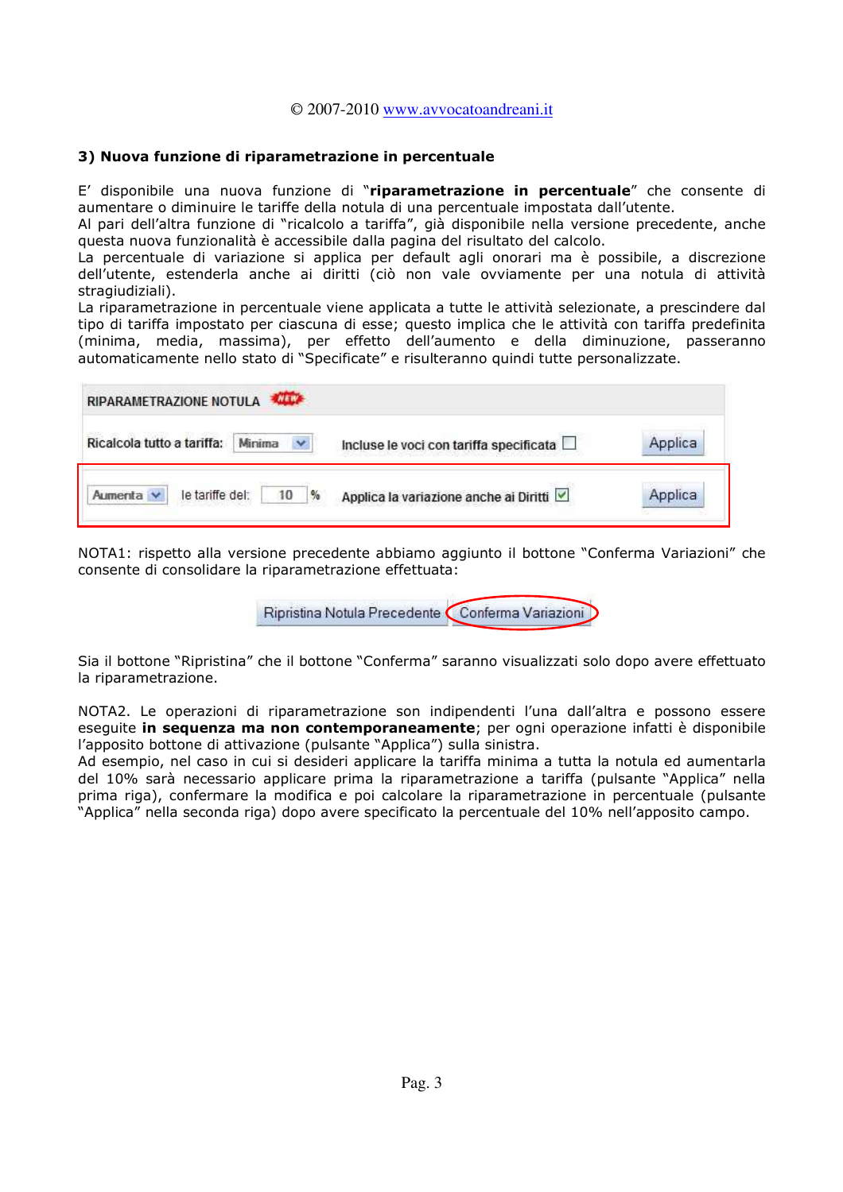### 3) Nuova funzione di riparametrazione in percentuale

E' disponibile una nuova funzione di "**riparametrazione in percentuale**" che consente di aumentare o diminuire le tariffe della notula di una percentuale impostata dall'utente.
Al pari dell'altra funzione di "ricalcolo a tariffa", già disponibile nella versione precedente, anche questa nuova funzionalità è accessibile dalla pagina del risultato del calcolo.
La percentuale di variazione si applica per default agli onorari ma è possibile, a discrezione dell'utente, estenderla anche ai diritti (ciò non vale ovviamente per una notula di attività stragiudiziali).
La riparametrazione in percentuale viene applicata a tutte le attività selezionate, a prescindere dal tipo di tariffa impostato per ciascuna di esse; questo implica che le attività con tariffa predefinita (minima, media, massima), per effetto dell'aumento e della diminuzione, passeranno automaticamente nello stato di "Specificate" e risulteranno quindi tutte personalizzate.

RIPARAMETRAZIONE NOTULA

Ricalcola tutto a tariffa: Minima — Incluse le voci con tariffa specificata — Applica

Aumenta le tariffe del: 10 % — Applica la variazione anche ai Diritti — Applica

NOTA1: rispetto alla versione precedente abbiamo aggiunto il bottone "Conferma Variazioni" che consente di consolidare la riparametrazione effettuata:

Ripristina Notula Precedente — Conferma Variazioni

Sia il bottone "Ripristina" che il bottone "Conferma" saranno visualizzati solo dopo avere effettuato la riparametrazione.

NOTA2. Le operazioni di riparametrazione son indipendenti l'una dall'altra e possono essere eseguite **in sequenza ma non contemporaneamente**; per ogni operazione infatti è disponibile l'apposito bottone di attivazione (pulsante "Applica") sulla sinistra.
Ad esempio, nel caso in cui si desideri applicare la tariffa minima a tutta la notula ed aumentarla del 10% sarà necessario applicare prima la riparametrazione a tariffa (pulsante "Applica" nella prima riga), confermare la modifica e poi calcolare la riparametrazione in percentuale (pulsante "Applica" nella seconda riga) dopo avere specificato la percentuale del 10% nell'apposito campo.